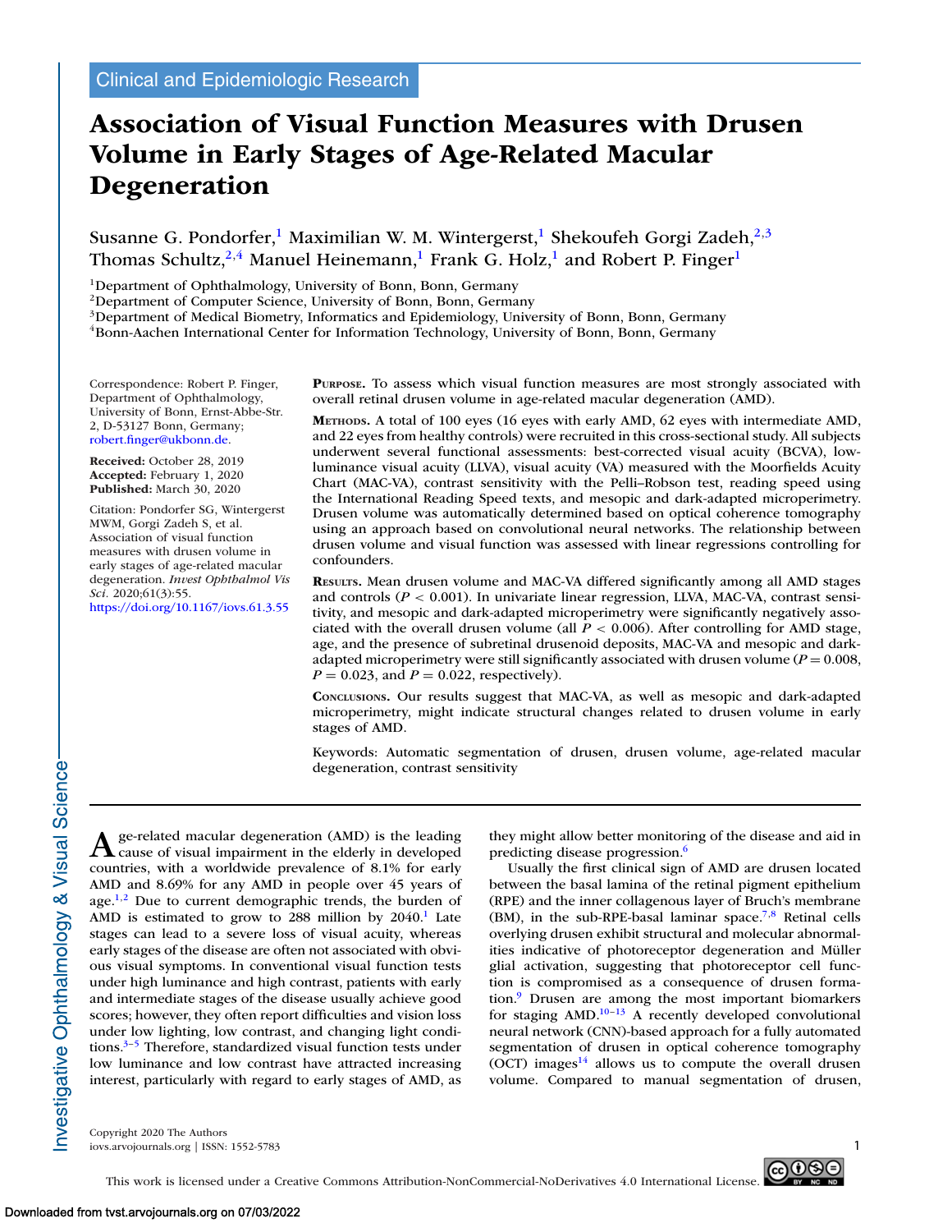Clinical and Epidemiologic Research

# Association of Visual Function Measures with Drusen Volume in Early Stages of Age-Related Macular Degeneration

Susanne G. Pondorfer,[1] Maximilian W. M. Wintergerst,[1] Shekoufeh Gorgi Zadeh,[2,3] Thomas Schultz,[2,4] Manuel Heinemann,[1] Frank G. Holz,[1] and Robert P. Finger[1]

[1]Department of Ophthalmology, University of Bonn, Bonn, Germany
[2]Department of Computer Science, University of Bonn, Bonn, Germany
[3]Department of Medical Biometry, Informatics and Epidemiology, University of Bonn, Bonn, Germany
[4]Bonn-Aachen International Center for Information Technology, University of Bonn, Bonn, Germany

Correspondence: Robert P. Finger, Department of Ophthalmology, University of Bonn, Ernst-Abbe-Str. 2, D-53127 Bonn, Germany; robert.finger@ukbonn.de.

**Received:** October 28, 2019
**Accepted:** February 1, 2020
**Published:** March 30, 2020

Citation: Pondorfer SG, Wintergerst MWM, Gorgi Zadeh S, et al. Association of visual function measures with drusen volume in early stages of age-related macular degeneration. *Invest Ophthalmol Vis Sci.* 2020;61(3):55. https://doi.org/10.1167/iovs.61.3.55

**Purpose.** To assess which visual function measures are most strongly associated with overall retinal drusen volume in age-related macular degeneration (AMD).

**Methods.** A total of 100 eyes (16 eyes with early AMD, 62 eyes with intermediate AMD, and 22 eyes from healthy controls) were recruited in this cross-sectional study. All subjects underwent several functional assessments: best-corrected visual acuity (BCVA), low-luminance visual acuity (LLVA), visual acuity (VA) measured with the Moorfields Acuity Chart (MAC-VA), contrast sensitivity with the Pelli–Robson test, reading speed using the International Reading Speed texts, and mesopic and dark-adapted microperimetry. Drusen volume was automatically determined based on optical coherence tomography using an approach based on convolutional neural networks. The relationship between drusen volume and visual function was assessed with linear regressions controlling for confounders.

**Results.** Mean drusen volume and MAC-VA differed significantly among all AMD stages and controls ($P < 0.001$). In univariate linear regression, LLVA, MAC-VA, contrast sensitivity, and mesopic and dark-adapted microperimetry were significantly negatively associated with the overall drusen volume (all $P < 0.006$). After controlling for AMD stage, age, and the presence of subretinal drusenoid deposits, MAC-VA and mesopic and dark-adapted microperimetry were still significantly associated with drusen volume ($P = 0.008$, $P = 0.023$, and $P = 0.022$, respectively).

**Conclusions.** Our results suggest that MAC-VA, as well as mesopic and dark-adapted microperimetry, might indicate structural changes related to drusen volume in early stages of AMD.

Keywords: Automatic segmentation of drusen, drusen volume, age-related macular degeneration, contrast sensitivity

Age-related macular degeneration (AMD) is the leading cause of visual impairment in the elderly in developed countries, with a worldwide prevalence of 8.1% for early AMD and 8.69% for any AMD in people over 45 years of age.[1,2] Due to current demographic trends, the burden of AMD is estimated to grow to 288 million by 2040.[1] Late stages can lead to a severe loss of visual acuity, whereas early stages of the disease are often not associated with obvious visual symptoms. In conventional visual function tests under high luminance and high contrast, patients with early and intermediate stages of the disease usually achieve good scores; however, they often report difficulties and vision loss under low lighting, low contrast, and changing light conditions.[3–5] Therefore, standardized visual function tests under low luminance and low contrast have attracted increasing interest, particularly with regard to early stages of AMD, as they might allow better monitoring of the disease and aid in predicting disease progression.[6]

Usually the first clinical sign of AMD are drusen located between the basal lamina of the retinal pigment epithelium (RPE) and the inner collagenous layer of Bruch's membrane (BM), in the sub-RPE-basal laminar space.[7,8] Retinal cells overlying drusen exhibit structural and molecular abnormalities indicative of photoreceptor degeneration and Müller glial activation, suggesting that photoreceptor cell function is compromised as a consequence of drusen formation.[9] Drusen are among the most important biomarkers for staging AMD.[10–13] A recently developed convolutional neural network (CNN)-based approach for a fully automated segmentation of drusen in optical coherence tomography (OCT) images[14] allows us to compute the overall drusen volume. Compared to manual segmentation of drusen,

Copyright 2020 The Authors
iovs.arvojournals.org | ISSN: 1552-5783

This work is licensed under a Creative Commons Attribution-NonCommercial-NoDerivatives 4.0 International License.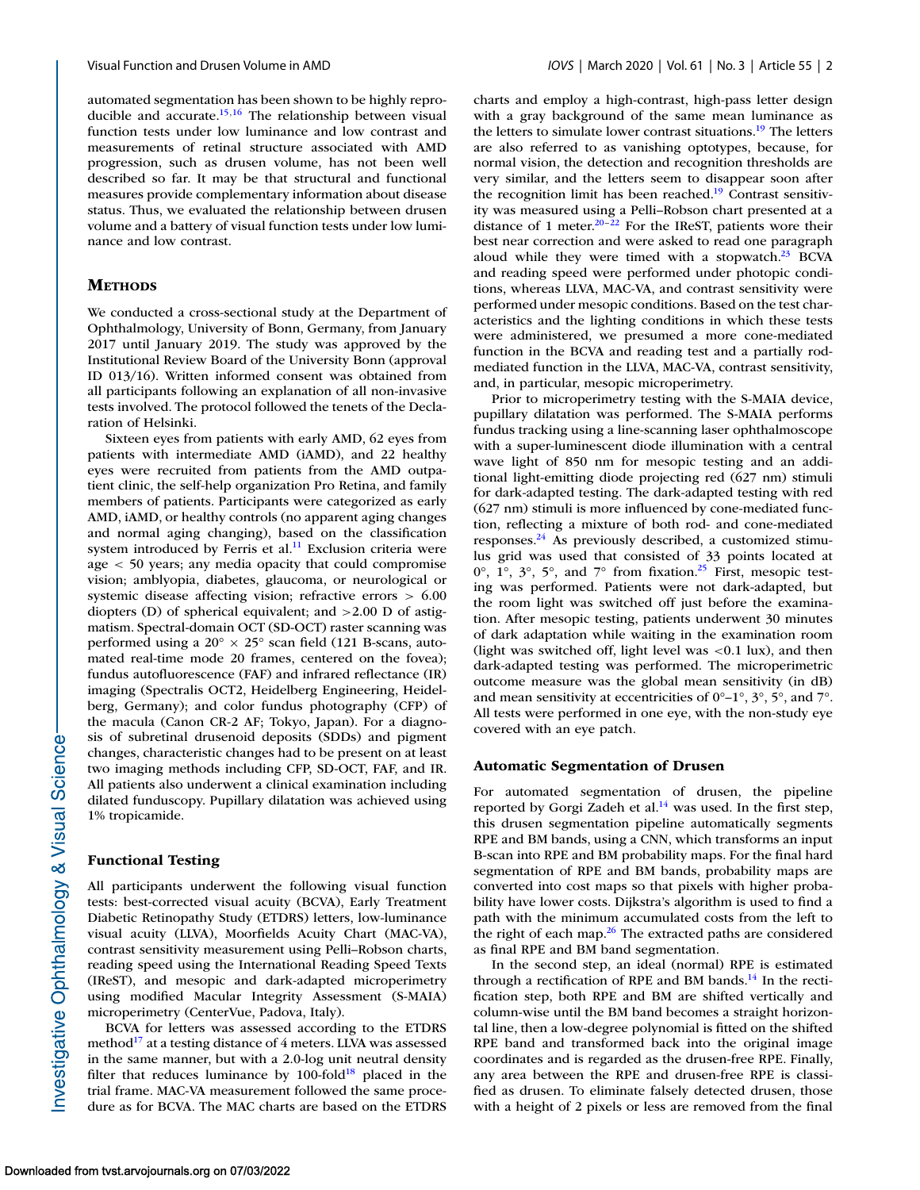automated segmentation has been shown to be highly reproducible and accurate.[15,16] The relationship between visual function tests under low luminance and low contrast and measurements of retinal structure associated with AMD progression, such as drusen volume, has not been well described so far. It may be that structural and functional measures provide complementary information about disease status. Thus, we evaluated the relationship between drusen volume and a battery of visual function tests under low luminance and low contrast.

## Methods

We conducted a cross-sectional study at the Department of Ophthalmology, University of Bonn, Germany, from January 2017 until January 2019. The study was approved by the Institutional Review Board of the University Bonn (approval ID 013/16). Written informed consent was obtained from all participants following an explanation of all non-invasive tests involved. The protocol followed the tenets of the Declaration of Helsinki.

Sixteen eyes from patients with early AMD, 62 eyes from patients with intermediate AMD (iAMD), and 22 healthy eyes were recruited from patients from the AMD outpatient clinic, the self-help organization Pro Retina, and family members of patients. Participants were categorized as early AMD, iAMD, or healthy controls (no apparent aging changes and normal aging changing), based on the classification system introduced by Ferris et al.[11] Exclusion criteria were age < 50 years; any media opacity that could compromise vision; amblyopia, diabetes, glaucoma, or neurological or systemic disease affecting vision; refractive errors > 6.00 diopters (D) of spherical equivalent; and >2.00 D of astigmatism. Spectral-domain OCT (SD-OCT) raster scanning was performed using a 20° × 25° scan field (121 B-scans, automated real-time mode 20 frames, centered on the fovea); fundus autofluorescence (FAF) and infrared reflectance (IR) imaging (Spectralis OCT2, Heidelberg Engineering, Heidelberg, Germany); and color fundus photography (CFP) of the macula (Canon CR-2 AF; Tokyo, Japan). For a diagnosis of subretinal drusenoid deposits (SDDs) and pigment changes, characteristic changes had to be present on at least two imaging methods including CFP, SD-OCT, FAF, and IR. All patients also underwent a clinical examination including dilated funduscopy. Pupillary dilatation was achieved using 1% tropicamide.

### Functional Testing

All participants underwent the following visual function tests: best-corrected visual acuity (BCVA), Early Treatment Diabetic Retinopathy Study (ETDRS) letters, low-luminance visual acuity (LLVA), Moorfields Acuity Chart (MAC-VA), contrast sensitivity measurement using Pelli–Robson charts, reading speed using the International Reading Speed Texts (IReST), and mesopic and dark-adapted microperimetry using modified Macular Integrity Assessment (S-MAIA) microperimetry (CenterVue, Padova, Italy).

BCVA for letters was assessed according to the ETDRS method[17] at a testing distance of 4 meters. LLVA was assessed in the same manner, but with a 2.0-log unit neutral density filter that reduces luminance by 100-fold[18] placed in the trial frame. MAC-VA measurement followed the same procedure as for BCVA. The MAC charts are based on the ETDRS charts and employ a high-contrast, high-pass letter design with a gray background of the same mean luminance as the letters to simulate lower contrast situations.[19] The letters are also referred to as vanishing optotypes, because, for normal vision, the detection and recognition thresholds are very similar, and the letters seem to disappear soon after the recognition limit has been reached.[19] Contrast sensitivity was measured using a Pelli–Robson chart presented at a distance of 1 meter.[20–22] For the IReST, patients wore their best near correction and were asked to read one paragraph aloud while they were timed with a stopwatch.[23] BCVA and reading speed were performed under photopic conditions, whereas LLVA, MAC-VA, and contrast sensitivity were performed under mesopic conditions. Based on the test characteristics and the lighting conditions in which these tests were administered, we presumed a more cone-mediated function in the BCVA and reading test and a partially rod-mediated function in the LLVA, MAC-VA, contrast sensitivity, and, in particular, mesopic microperimetry.

Prior to microperimetry testing with the S-MAIA device, pupillary dilatation was performed. The S-MAIA performs fundus tracking using a line-scanning laser ophthalmoscope with a super-luminescent diode illumination with a central wave light of 850 nm for mesopic testing and an additional light-emitting diode projecting red (627 nm) stimuli for dark-adapted testing. The dark-adapted testing with red (627 nm) stimuli is more influenced by cone-mediated function, reflecting a mixture of both rod- and cone-mediated responses.[24] As previously described, a customized stimulus grid was used that consisted of 33 points located at 0°, 1°, 3°, 5°, and 7° from fixation.[25] First, mesopic testing was performed. Patients were not dark-adapted, but the room light was switched off just before the examination. After mesopic testing, patients underwent 30 minutes of dark adaptation while waiting in the examination room (light was switched off, light level was <0.1 lux), and then dark-adapted testing was performed. The microperimetric outcome measure was the global mean sensitivity (in dB) and mean sensitivity at eccentricities of 0°–1°, 3°, 5°, and 7°. All tests were performed in one eye, with the non-study eye covered with an eye patch.

### Automatic Segmentation of Drusen

For automated segmentation of drusen, the pipeline reported by Gorgi Zadeh et al.[14] was used. In the first step, this drusen segmentation pipeline automatically segments RPE and BM bands, using a CNN, which transforms an input B-scan into RPE and BM probability maps. For the final hard segmentation of RPE and BM bands, probability maps are converted into cost maps so that pixels with higher probability have lower costs. Dijkstra's algorithm is used to find a path with the minimum accumulated costs from the left to the right of each map.[26] The extracted paths are considered as final RPE and BM band segmentation.

In the second step, an ideal (normal) RPE is estimated through a rectification of RPE and BM bands.[14] In the rectification step, both RPE and BM are shifted vertically and column-wise until the BM band becomes a straight horizontal line, then a low-degree polynomial is fitted on the shifted RPE band and transformed back into the original image coordinates and is regarded as the drusen-free RPE. Finally, any area between the RPE and drusen-free RPE is classified as drusen. To eliminate falsely detected drusen, those with a height of 2 pixels or less are removed from the final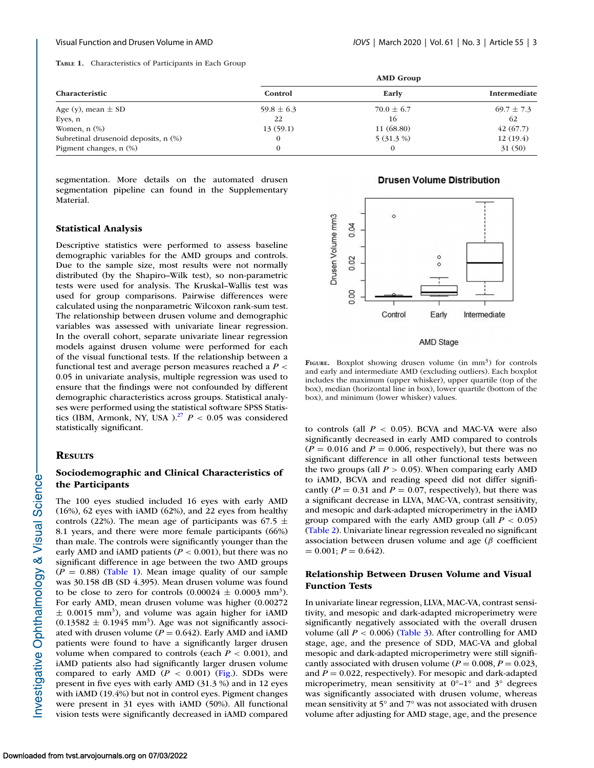**Table 1.** Characteristics of Participants in Each Group

| Characteristic | Control | AMD Group | |
|---|---|---|---|
| | | Early | Intermediate |
| Age (y), mean ± SD | 59.8 ± 6.3 | 70.0 ± 6.7 | 69.7 ± 7.3 |
| Eyes, n | 22 | 16 | 62 |
| Women, n (%) | 13 (59.1) | 11 (68.80) | 42 (67.7) |
| Subretinal drusenoid deposits, n (%) | 0 | 5 (31.3 %) | 12 (19.4) |
| Pigment changes, n (%) | 0 | 0 | 31 (50) |

segmentation. More details on the automated drusen segmentation pipeline can found in the Supplementary Material.

### Statistical Analysis

Descriptive statistics were performed to assess baseline demographic variables for the AMD groups and controls. Due to the sample size, most results were not normally distributed (by the Shapiro–Wilk test), so non-parametric tests were used for analysis. The Kruskal–Wallis test was used for group comparisons. Pairwise differences were calculated using the nonparametric Wilcoxon rank-sum test. The relationship between drusen volume and demographic variables was assessed with univariate linear regression. In the overall cohort, separate univariate linear regression models against drusen volume were performed for each of the visual functional tests. If the relationship between a functional test and average person measures reached a $P < 0.05$ in univariate analysis, multiple regression was used to ensure that the findings were not confounded by different demographic characteristics across groups. Statistical analyses were performed using the statistical software SPSS Statistics (IBM, Armonk, NY, USA ).[27] $P < 0.05$ was considered statistically significant.

## Results

### Sociodemographic and Clinical Characteristics of the Participants

The 100 eyes studied included 16 eyes with early AMD (16%), 62 eyes with iAMD (62%), and 22 eyes from healthy controls (22%). The mean age of participants was 67.5 ± 8.1 years, and there were more female participants (66%) than male. The controls were significantly younger than the early AMD and iAMD patients ($P < 0.001$), but there was no significant difference in age between the two AMD groups ($P = 0.88$) (Table 1). Mean image quality of our sample was 30.158 dB (SD 4.395). Mean drusen volume was found to be close to zero for controls (0.00024 ± 0.0003 mm$^3$). For early AMD, mean drusen volume was higher (0.00272 ± 0.0015 mm$^3$), and volume was again higher for iAMD (0.13582 ± 0.1945 mm$^3$). Age was not significantly associated with drusen volume ($P = 0.642$). Early AMD and iAMD patients were found to have a significantly larger drusen volume when compared to controls (each $P < 0.001$), and iAMD patients also had significantly larger drusen volume compared to early AMD ($P < 0.001$) (Fig.). SDDs were present in five eyes with early AMD (31.3 %) and in 12 eyes with iAMD (19.4%) but not in control eyes. Pigment changes were present in 31 eyes with iAMD (50%). All functional vision tests were significantly decreased in iAMD compared to controls (all $P < 0.05$). BCVA and MAC-VA were also significantly decreased in early AMD compared to controls ($P = 0.016$ and $P = 0.006$, respectively), but there was no significant difference in all other functional tests between the two groups (all $P > 0.05$). When comparing early AMD to iAMD, BCVA and reading speed did not differ significantly ($P = 0.31$ and $P = 0.07$, respectively), but there was a significant decrease in LLVA, MAC-VA, contrast sensitivity, and mesopic and dark-adapted microperimetry in the iAMD group compared with the early AMD group (all $P < 0.05$) (Table 2). Univariate linear regression revealed no significant association between drusen volume and age ($\beta$ coefficient = 0.001; $P = 0.642$).

**Figure.** Boxplot showing drusen volume (in mm$^3$) for controls and early and intermediate AMD (excluding outliers). Each boxplot includes the maximum (upper whisker), upper quartile (top of the box), median (horizontal line in box), lower quartile (bottom of the box), and minimum (lower whisker) values.

### Relationship Between Drusen Volume and Visual Function Tests

In univariate linear regression, LLVA, MAC-VA, contrast sensitivity, and mesopic and dark-adapted microperimetry were significantly negatively associated with the overall drusen volume (all $P < 0.006$) (Table 3). After controlling for AMD stage, age, and the presence of SDD, MAC-VA and global mesopic and dark-adapted microperimetry were still significantly associated with drusen volume ($P = 0.008$, $P = 0.023$, and $P = 0.022$, respectively). For mesopic and dark-adapted microperimetry, mean sensitivity at 0°–1° and 3° degrees was significantly associated with drusen volume, whereas mean sensitivity at 5° and 7° was not associated with drusen volume after adjusting for AMD stage, age, and the presence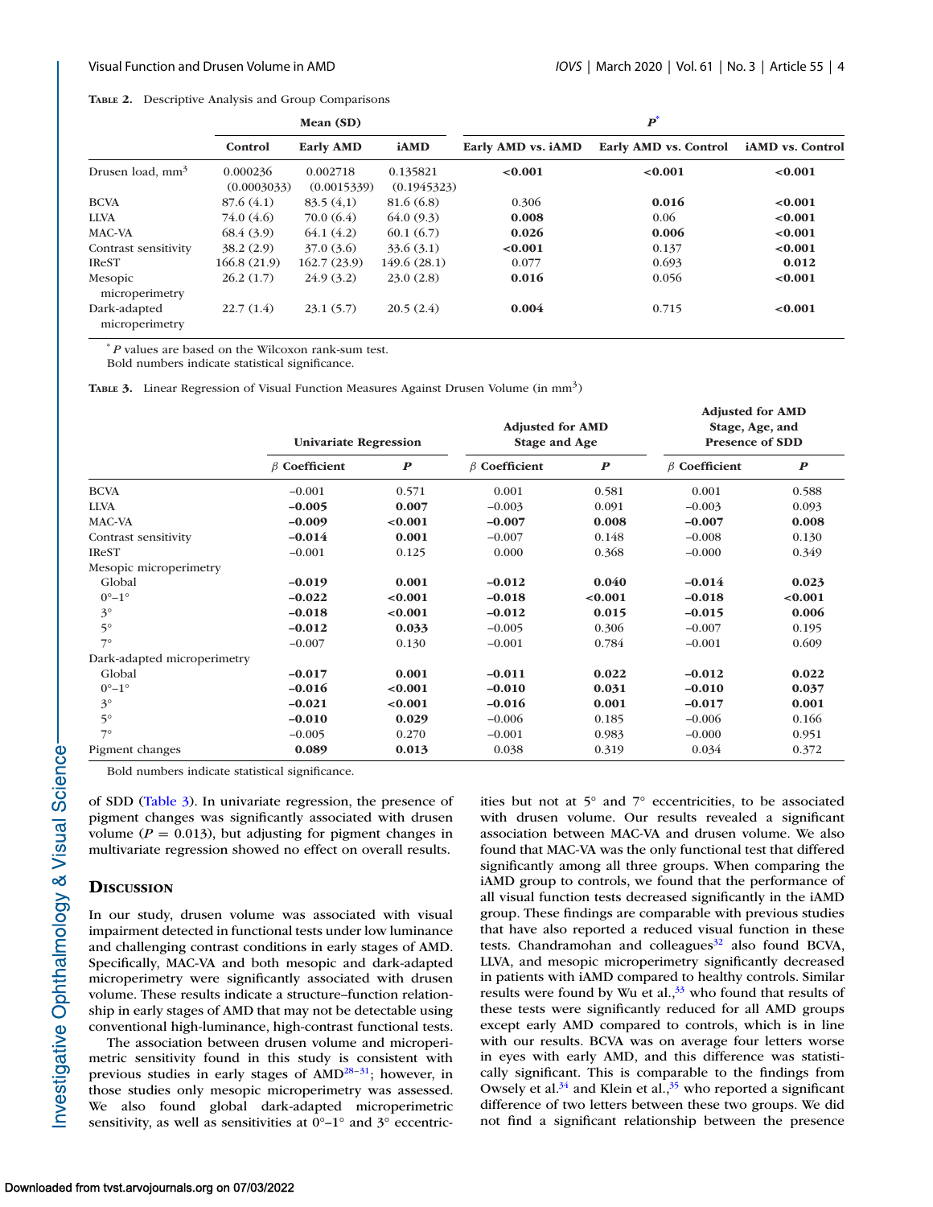**Table 2.** Descriptive Analysis and Group Comparisons

| | Mean (SD) | | | $P$* | | |
|---|---|---|---|---|---|---|
| | Control | Early AMD | iAMD | Early AMD vs. iAMD | Early AMD vs. Control | iAMD vs. Control |
| Drusen load, mm$^3$ | 0.000236 (0.0003033) | 0.002718 (0.0015339) | 0.135821 (0.1945323) | **<0.001** | **<0.001** | **<0.001** |
| BCVA | 87.6 (4.1) | 83.5 (4,1) | 81.6 (6.8) | 0.306 | **0.016** | **<0.001** |
| LLVA | 74.0 (4.6) | 70.0 (6.4) | 64.0 (9.3) | **0.008** | 0.06 | **<0.001** |
| MAC-VA | 68.4 (3.9) | 64.1 (4.2) | 60.1 (6.7) | **0.026** | **0.006** | **<0.001** |
| Contrast sensitivity | 38.2 (2.9) | 37.0 (3.6) | 33.6 (3.1) | **<0.001** | 0.137 | **<0.001** |
| IReST | 166.8 (21.9) | 162.7 (23.9) | 149.6 (28.1) | 0.077 | 0.693 | **0.012** |
| Mesopic microperimetry | 26.2 (1.7) | 24.9 (3.2) | 23.0 (2.8) | **0.016** | 0.056 | **<0.001** |
| Dark-adapted microperimetry | 22.7 (1.4) | 23.1 (5.7) | 20.5 (2.4) | **0.004** | 0.715 | **<0.001** |

* $P$ values are based on the Wilcoxon rank-sum test.
Bold numbers indicate statistical significance.

**Table 3.** Linear Regression of Visual Function Measures Against Drusen Volume (in mm$^3$)

| | Univariate Regression | | Adjusted for AMD Stage and Age | | Adjusted for AMD Stage, Age, and Presence of SDD | |
|---|---|---|---|---|---|---|
| | $\beta$ Coefficient | $P$ | $\beta$ Coefficient | $P$ | $\beta$ Coefficient | $P$ |
| BCVA | −0.001 | 0.571 | 0.001 | 0.581 | 0.001 | 0.588 |
| LLVA | **−0.005** | **0.007** | −0.003 | 0.091 | −0.003 | 0.093 |
| MAC-VA | **−0.009** | **<0.001** | **−0.007** | **0.008** | **−0.007** | **0.008** |
| Contrast sensitivity | **−0.014** | **0.001** | −0.007 | 0.148 | −0.008 | 0.130 |
| IReST | −0.001 | 0.125 | 0.000 | 0.368 | −0.000 | 0.349 |
| Mesopic microperimetry | | | | | | |
| Global | **−0.019** | **0.001** | **−0.012** | **0.040** | **−0.014** | **0.023** |
| 0°–1° | **−0.022** | **<0.001** | **−0.018** | **<0.001** | **−0.018** | **<0.001** |
| 3° | **−0.018** | **<0.001** | **−0.012** | **0.015** | **−0.015** | **0.006** |
| 5° | **−0.012** | **0.033** | −0.005 | 0.306 | −0.007 | 0.195 |
| 7° | −0.007 | 0.130 | −0.001 | 0.784 | −0.001 | 0.609 |
| Dark-adapted microperimetry | | | | | | |
| Global | **−0.017** | **0.001** | **−0.011** | **0.022** | **−0.012** | **0.022** |
| 0°–1° | **−0.016** | **<0.001** | **−0.010** | **0.031** | **−0.010** | **0.037** |
| 3° | **−0.021** | **<0.001** | **−0.016** | **0.001** | **−0.017** | **0.001** |
| 5° | **−0.010** | **0.029** | −0.006 | 0.185 | −0.006 | 0.166 |
| 7° | −0.005 | 0.270 | −0.001 | 0.983 | −0.000 | 0.951 |
| Pigment changes | **0.089** | **0.013** | 0.038 | 0.319 | 0.034 | 0.372 |

Bold numbers indicate statistical significance.

of SDD (Table 3). In univariate regression, the presence of pigment changes was significantly associated with drusen volume ($P = 0.013$), but adjusting for pigment changes in multivariate regression showed no effect on overall results.

## Discussion

In our study, drusen volume was associated with visual impairment detected in functional tests under low luminance and challenging contrast conditions in early stages of AMD. Specifically, MAC-VA and both mesopic and dark-adapted microperimetry were significantly associated with drusen volume. These results indicate a structure–function relationship in early stages of AMD that may not be detectable using conventional high-luminance, high-contrast functional tests.

The association between drusen volume and microperimetric sensitivity found in this study is consistent with previous studies in early stages of AMD[28–31]; however, in those studies only mesopic microperimetry was assessed. We also found global dark-adapted microperimetry sensitivity, as well as sensitivities at 0°–1° and 3° eccentricities but not at 5° and 7° eccentricities, to be associated with drusen volume. Our results revealed a significant association between MAC-VA and drusen volume. We also found that MAC-VA was the only functional test that differed significantly among all three groups. When comparing the iAMD group to controls, we found that the performance of all visual function tests decreased significantly in the iAMD group. These findings are comparable with previous studies that have also reported a reduced visual function in these tests. Chandramohan and colleagues[32] also found BCVA, LLVA, and mesopic microperimetry significantly decreased in patients with iAMD compared to healthy controls. Similar results were found by Wu et al.,[33] who found that results of these tests were significantly reduced for all AMD groups except early AMD compared to controls, which is in line with our results. BCVA was on average four letters worse in eyes with early AMD, and this difference was statistically significant. This is comparable to the findings from Owsely et al.[34] and Klein et al.,[35] who reported a significant difference of two letters between these two groups. We did not find a significant relationship between the presence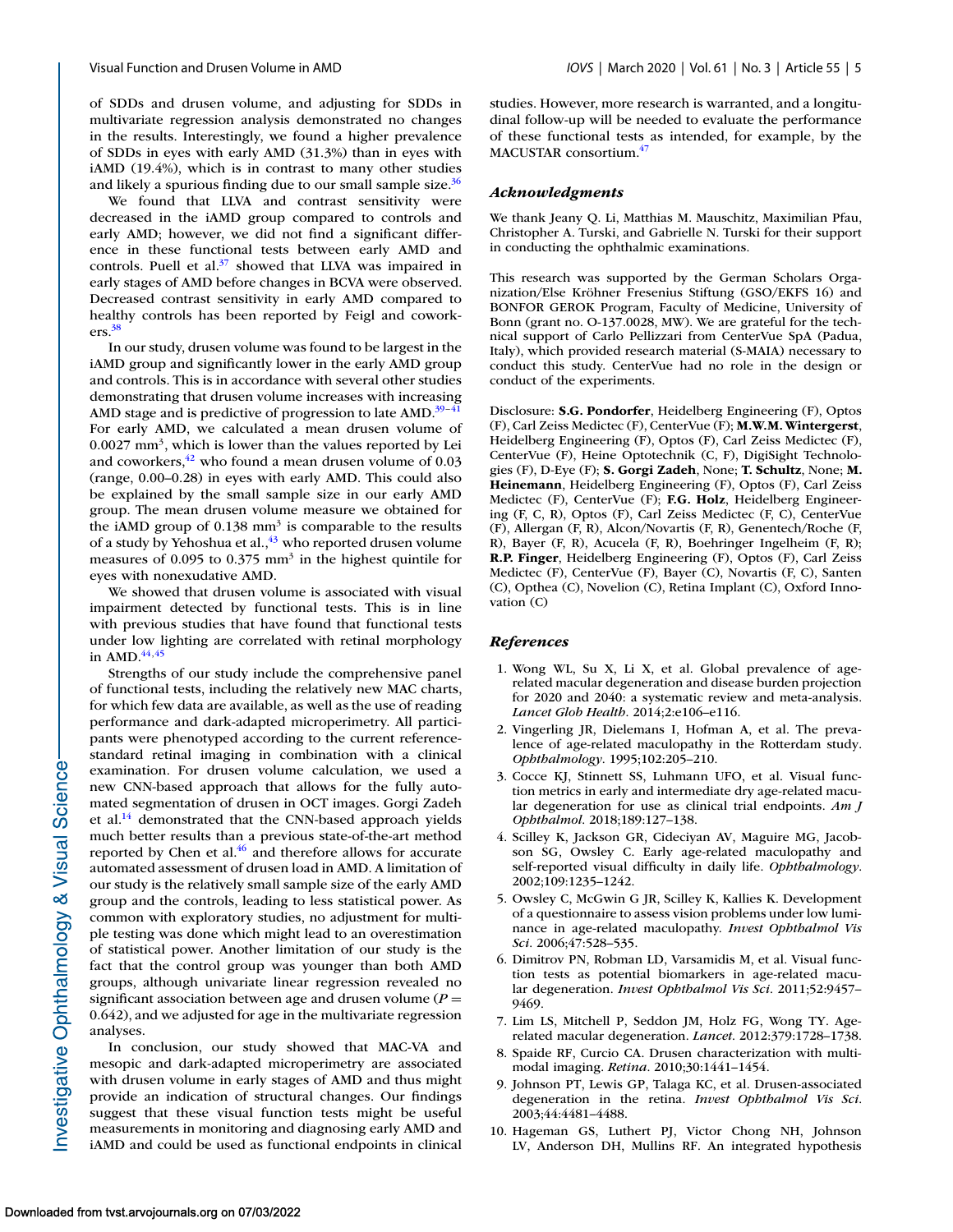of SDDs and drusen volume, and adjusting for SDDs in multivariate regression analysis demonstrated no changes in the results. Interestingly, we found a higher prevalence of SDDs in eyes with early AMD (31.3%) than in eyes with iAMD (19.4%), which is in contrast to many other studies and likely a spurious finding due to our small sample size.[36]

We found that LLVA and contrast sensitivity were decreased in the iAMD group compared to controls and early AMD; however, we did not find a significant difference in these functional tests between early AMD and controls. Puell et al.[37] showed that LLVA was impaired in early stages of AMD before changes in BCVA were observed. Decreased contrast sensitivity in early AMD compared to healthy controls has been reported by Feigl and coworkers.[38]

In our study, drusen volume was found to be largest in the iAMD group and significantly lower in the early AMD group and controls. This is in accordance with several other studies demonstrating that drusen volume increases with increasing AMD stage and is predictive of progression to late AMD.[39–41] For early AMD, we calculated a mean drusen volume of 0.0027 $mm^3$, which is lower than the values reported by Lei and coworkers,[42] who found a mean drusen volume of 0.03 (range, 0.00–0.28) in eyes with early AMD. This could also be explained by the small sample size in our early AMD group. The mean drusen volume measure we obtained for the iAMD group of 0.138 $mm^3$ is comparable to the results of a study by Yehoshua et al.,[43] who reported drusen volume measures of 0.095 to 0.375 $mm^3$ in the highest quintile for eyes with nonexudative AMD.

We showed that drusen volume is associated with visual impairment detected by functional tests. This is in line with previous studies that have found that functional tests under low lighting are correlated with retinal morphology in AMD.[44,45]

Strengths of our study include the comprehensive panel of functional tests, including the relatively new MAC charts, for which few data are available, as well as the use of reading performance and dark-adapted microperimetry. All participants were phenotyped according to the current reference-standard retinal imaging in combination with a clinical examination. For drusen volume calculation, we used a new CNN-based approach that allows for the fully automated segmentation of drusen in OCT images. Gorgi Zadeh et al.[14] demonstrated that the CNN-based approach yields much better results than a previous state-of-the-art method reported by Chen et al.[46] and therefore allows for accurate automated assessment of drusen load in AMD. A limitation of our study is the relatively small sample size of the early AMD group and the controls, leading to less statistical power. As common with exploratory studies, no adjustment for multiple testing was done which might lead to an overestimation of statistical power. Another limitation of our study is the fact that the control group was younger than both AMD groups, although univariate linear regression revealed no significant association between age and drusen volume ($P = 0.642$), and we adjusted for age in the multivariate regression analyses.

In conclusion, our study showed that MAC-VA and mesopic and dark-adapted microperimetry are associated with drusen volume in early stages of AMD and thus might provide an indication of structural changes. Our findings suggest that these visual function tests might be useful measurements in monitoring and diagnosing early AMD and iAMD and could be used as functional endpoints in clinical studies. However, more research is warranted, and a longitudinal follow-up will be needed to evaluate the performance of these functional tests as intended, for example, by the MACUSTAR consortium.[47]

### *Acknowledgments*

We thank Jeany Q. Li, Matthias M. Mauschitz, Maximilian Pfau, Christopher A. Turski, and Gabrielle N. Turski for their support in conducting the ophthalmic examinations.

This research was supported by the German Scholars Organization/Else Kröhner Fresenius Stiftung (GSO/EKFS 16) and BONFOR GEROK Program, Faculty of Medicine, University of Bonn (grant no. O-137.0028, MW). We are grateful for the technical support of Carlo Pellizzari from CenterVue SpA (Padua, Italy), which provided research material (S-MAIA) necessary to conduct this study. CenterVue had no role in the design or conduct of the experiments.

Disclosure: **S.G. Pondorfer**, Heidelberg Engineering (F), Optos (F), Carl Zeiss Medictec (F), CenterVue (F); **M.W.M. Wintergerst**, Heidelberg Engineering (F), Optos (F), Carl Zeiss Medictec (F), CenterVue (F), Heine Optotechnik (C, F), DigiSight Technologies (F), D-Eye (F); **S. Gorgi Zadeh**, None; **T. Schultz**, None; **M. Heinemann**, Heidelberg Engineering (F), Optos (F), Carl Zeiss Medictec (F), CenterVue (F); **F.G. Holz**, Heidelberg Engineering (F, C, R), Optos (F), Carl Zeiss Medictec (F, C), CenterVue (F), Allergan (F, R), Alcon/Novartis (F, R), Genentech/Roche (F, R), Bayer (F, R), Acucela (F, R), Boehringer Ingelheim (F, R); **R.P. Finger**, Heidelberg Engineering (F), Optos (F), Carl Zeiss Medictec (F), CenterVue (F), Bayer (C), Novartis (F, C), Santen (C), Opthea (C), Novelion (C), Retina Implant (C), Oxford Innovation (C)

### *References*

1. Wong WL, Su X, Li X, et al. Global prevalence of age-related macular degeneration and disease burden projection for 2020 and 2040: a systematic review and meta-analysis. *Lancet Glob Health*. 2014;2:e106–e116.
2. Vingerling JR, Dielemans I, Hofman A, et al. The prevalence of age-related maculopathy in the Rotterdam study. *Ophthalmology*. 1995;102:205–210.
3. Cocce KJ, Stinnett SS, Luhmann UFO, et al. Visual function metrics in early and intermediate dry age-related macular degeneration for use as clinical trial endpoints. *Am J Ophthalmol*. 2018;189:127–138.
4. Scilley K, Jackson GR, Cideciyan AV, Maguire MG, Jacobson SG, Owsley C. Early age-related maculopathy and self-reported visual difficulty in daily life. *Ophthalmology*. 2002;109:1235–1242.
5. Owsley C, McGwin G JR, Scilley K, Kallies K. Development of a questionnaire to assess vision problems under low luminance in age-related maculopathy. *Invest Ophthalmol Vis Sci*. 2006;47:528–535.
6. Dimitrov PN, Robman LD, Varsamidis M, et al. Visual function tests as potential biomarkers in age-related macular degeneration. *Invest Ophthalmol Vis Sci*. 2011;52:9457–9469.
7. Lim LS, Mitchell P, Seddon JM, Holz FG, Wong TY. Age-related macular degeneration. *Lancet*. 2012:379:1728–1738.
8. Spaide RF, Curcio CA. Drusen characterization with multimodal imaging. *Retina*. 2010;30:1441–1454.
9. Johnson PT, Lewis GP, Talaga KC, et al. Drusen-associated degeneration in the retina. *Invest Ophthalmol Vis Sci*. 2003;44:4481–4488.
10. Hageman GS, Luthert PJ, Victor Chong NH, Johnson LV, Anderson DH, Mullins RF. An integrated hypothesis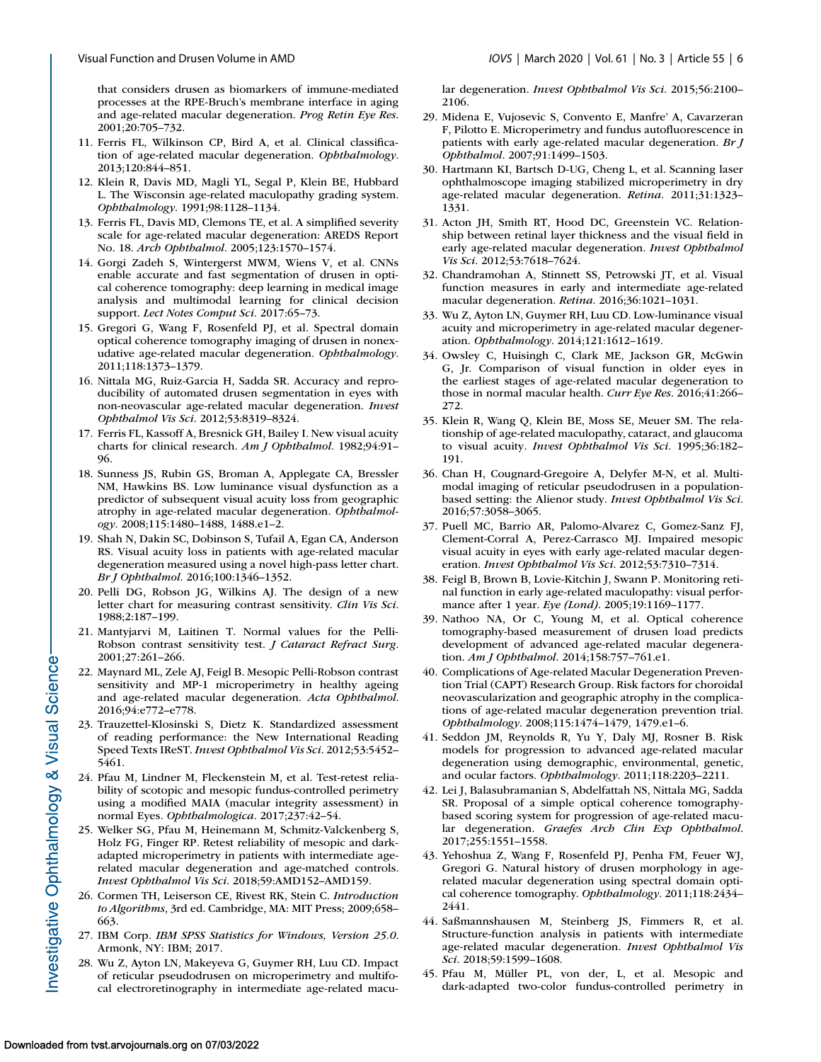that considers drusen as biomarkers of immune-mediated processes at the RPE-Bruch's membrane interface in aging and age-related macular degeneration. *Prog Retin Eye Res*. 2001;20:705–732.

11. Ferris FL, Wilkinson CP, Bird A, et al. Clinical classification of age-related macular degeneration. *Ophthalmology*. 2013;120:844–851.
12. Klein R, Davis MD, Magli YL, Segal P, Klein BE, Hubbard L. The Wisconsin age-related maculopathy grading system. *Ophthalmology*. 1991;98:1128–1134.
13. Ferris FL, Davis MD, Clemons TE, et al. A simplified severity scale for age-related macular degeneration: AREDS Report No. 18. *Arch Ophthalmol*. 2005;123:1570–1574.
14. Gorgi Zadeh S, Wintergerst MWM, Wiens V, et al. CNNs enable accurate and fast segmentation of drusen in optical coherence tomography: deep learning in medical image analysis and multimodal learning for clinical decision support. *Lect Notes Comput Sci*. 2017:65–73.
15. Gregori G, Wang F, Rosenfeld PJ, et al. Spectral domain optical coherence tomography imaging of drusen in nonexudative age-related macular degeneration. *Ophthalmology*. 2011;118:1373–1379.
16. Nittala MG, Ruiz-Garcia H, Sadda SR. Accuracy and reproducibility of automated drusen segmentation in eyes with non-neovascular age-related macular degeneration. *Invest Ophthalmol Vis Sci*. 2012;53:8319–8324.
17. Ferris FL, Kassoff A, Bresnick GH, Bailey I. New visual acuity charts for clinical research. *Am J Ophthalmol*. 1982;94:91–96.
18. Sunness JS, Rubin GS, Broman A, Applegate CA, Bressler NM, Hawkins BS. Low luminance visual dysfunction as a predictor of subsequent visual acuity loss from geographic atrophy in age-related macular degeneration. *Ophthalmology*. 2008;115:1480–1488, 1488.e1–2.
19. Shah N, Dakin SC, Dobinson S, Tufail A, Egan CA, Anderson RS. Visual acuity loss in patients with age-related macular degeneration measured using a novel high-pass letter chart. *Br J Ophthalmol*. 2016;100:1346–1352.
20. Pelli DG, Robson JG, Wilkins AJ. The design of a new letter chart for measuring contrast sensitivity. *Clin Vis Sci*. 1988;2:187–199.
21. Mantyjarvi M, Laitinen T. Normal values for the Pelli-Robson contrast sensitivity test. *J Cataract Refract Surg*. 2001;27:261–266.
22. Maynard ML, Zele AJ, Feigl B. Mesopic Pelli-Robson contrast sensitivity and MP-1 microperimetry in healthy ageing and age-related macular degeneration. *Acta Ophthalmol*. 2016;94:e772–e778.
23. Trauzettel-Klosinski S, Dietz K. Standardized assessment of reading performance: the New International Reading Speed Texts IReST. *Invest Ophthalmol Vis Sci*. 2012;53:5452–5461.
24. Pfau M, Lindner M, Fleckenstein M, et al. Test-retest reliability of scotopic and mesopic fundus-controlled perimetry using a modified MAIA (macular integrity assessment) in normal Eyes. *Ophthalmologica*. 2017;237:42–54.
25. Welker SG, Pfau M, Heinemann M, Schmitz-Valckenberg S, Holz FG, Finger RP. Retest reliability of mesopic and dark-adapted microperimetry in patients with intermediate age-related macular degeneration and age-matched controls. *Invest Ophthalmol Vis Sci*. 2018;59:AMD152–AMD159.
26. Cormen TH, Leiserson CE, Rivest RK, Stein C. *Introduction to Algorithms*, 3rd ed. Cambridge, MA: MIT Press; 2009;658–663.
27. IBM Corp. *IBM SPSS Statistics for Windows, Version 25.0*. Armonk, NY: IBM; 2017.
28. Wu Z, Ayton LN, Makeyeva G, Guymer RH, Luu CD. Impact of reticular pseudodrusen on microperimetry and multifocal electroretinography in intermediate age-related macular degeneration. *Invest Ophthalmol Vis Sci*. 2015;56:2100–2106.
29. Midena E, Vujosevic S, Convento E, Manfre' A, Cavarzeran F, Pilotto E. Microperimetry and fundus autofluorescence in patients with early age-related macular degeneration. *Br J Ophthalmol*. 2007;91:1499–1503.
30. Hartmann KI, Bartsch D-UG, Cheng L, et al. Scanning laser ophthalmoscope imaging stabilized microperimetry in dry age-related macular degeneration. *Retina*. 2011;31:1323–1331.
31. Acton JH, Smith RT, Hood DC, Greenstein VC. Relationship between retinal layer thickness and the visual field in early age-related macular degeneration. *Invest Ophthalmol Vis Sci*. 2012;53:7618–7624.
32. Chandramohan A, Stinnett SS, Petrowski JT, et al. Visual function measures in early and intermediate age-related macular degeneration. *Retina*. 2016;36:1021–1031.
33. Wu Z, Ayton LN, Guymer RH, Luu CD. Low-luminance visual acuity and microperimetry in age-related macular degeneration. *Ophthalmology*. 2014;121:1612–1619.
34. Owsley C, Huisingh C, Clark ME, Jackson GR, McGwin G, Jr. Comparison of visual function in older eyes in the earliest stages of age-related macular degeneration to those in normal macular health. *Curr Eye Res*. 2016;41:266–272.
35. Klein R, Wang Q, Klein BE, Moss SE, Meuer SM. The relationship of age-related maculopathy, cataract, and glaucoma to visual acuity. *Invest Ophthalmol Vis Sci*. 1995;36:182–191.
36. Chan H, Cougnard-Gregoire A, Delyfer M-N, et al. Multimodal imaging of reticular pseudodrusen in a population-based setting: the Alienor study. *Invest Ophthalmol Vis Sci*. 2016;57:3058–3065.
37. Puell MC, Barrio AR, Palomo-Alvarez C, Gomez-Sanz FJ, Clement-Corral A, Perez-Carrasco MJ. Impaired mesopic visual acuity in eyes with early age-related macular degeneration. *Invest Ophthalmol Vis Sci*. 2012;53:7310–7314.
38. Feigl B, Brown B, Lovie-Kitchin J, Swann P. Monitoring retinal function in early age-related maculopathy: visual performance after 1 year. *Eye (Lond)*. 2005;19:1169–1177.
39. Nathoo NA, Or C, Young M, et al. Optical coherence tomography-based measurement of drusen load predicts development of advanced age-related macular degeneration. *Am J Ophthalmol*. 2014;158:757–761.e1.
40. Complications of Age-related Macular Degeneration Prevention Trial (CAPT) Research Group. Risk factors for choroidal neovascularization and geographic atrophy in the complications of age-related macular degeneration prevention trial. *Ophthalmology*. 2008;115:1474–1479, 1479.e1–6.
41. Seddon JM, Reynolds R, Yu Y, Daly MJ, Rosner B. Risk models for progression to advanced age-related macular degeneration using demographic, environmental, genetic, and ocular factors. *Ophthalmology*. 2011;118:2203–2211.
42. Lei J, Balasubramanian S, Abdelfattah NS, Nittala MG, Sadda SR. Proposal of a simple optical coherence tomography-based scoring system for progression of age-related macular degeneration. *Graefes Arch Clin Exp Ophthalmol*. 2017;255:1551–1558.
43. Yehoshua Z, Wang F, Rosenfeld PJ, Penha FM, Feuer WJ, Gregori G. Natural history of drusen morphology in age-related macular degeneration using spectral domain optical coherence tomography. *Ophthalmology*. 2011;118:2434–2441.
44. Saßmannshausen M, Steinberg JS, Fimmers R, et al. Structure-function analysis in patients with intermediate age-related macular degeneration. *Invest Ophthalmol Vis Sci*. 2018;59:1599–1608.
45. Pfau M, Müller PL, von der, L, et al. Mesopic and dark-adapted two-color fundus-controlled perimetry in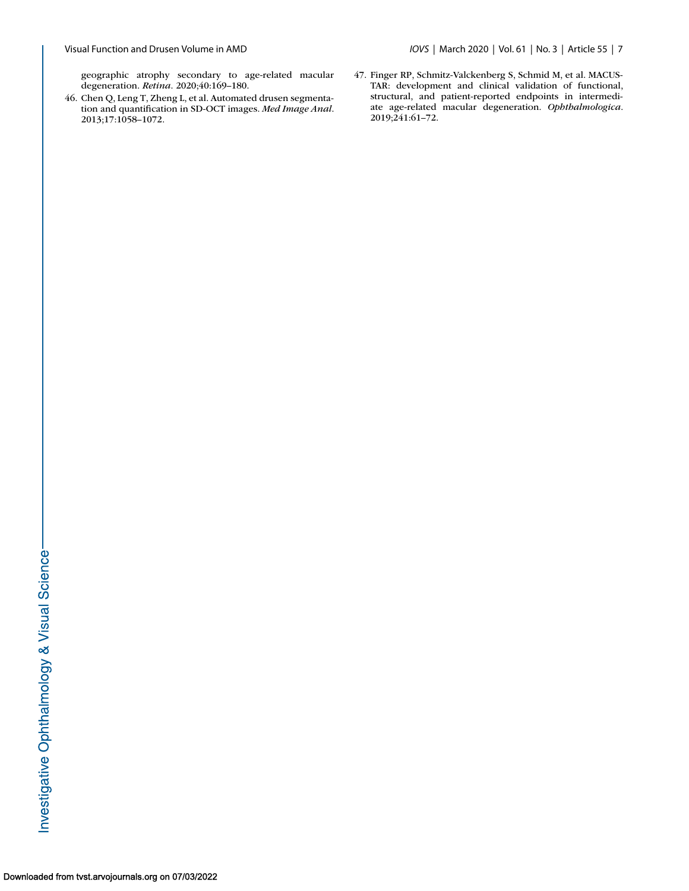geographic atrophy secondary to age-related macular degeneration. *Retina*. 2020;40:169–180.

46. Chen Q, Leng T, Zheng L, et al. Automated drusen segmentation and quantification in SD-OCT images. *Med Image Anal*. 2013;17:1058–1072.

47. Finger RP, Schmitz-Valckenberg S, Schmid M, et al. MACUSTAR: development and clinical validation of functional, structural, and patient-reported endpoints in intermediate age-related macular degeneration. *Ophthalmologica*. 2019;241:61–72.